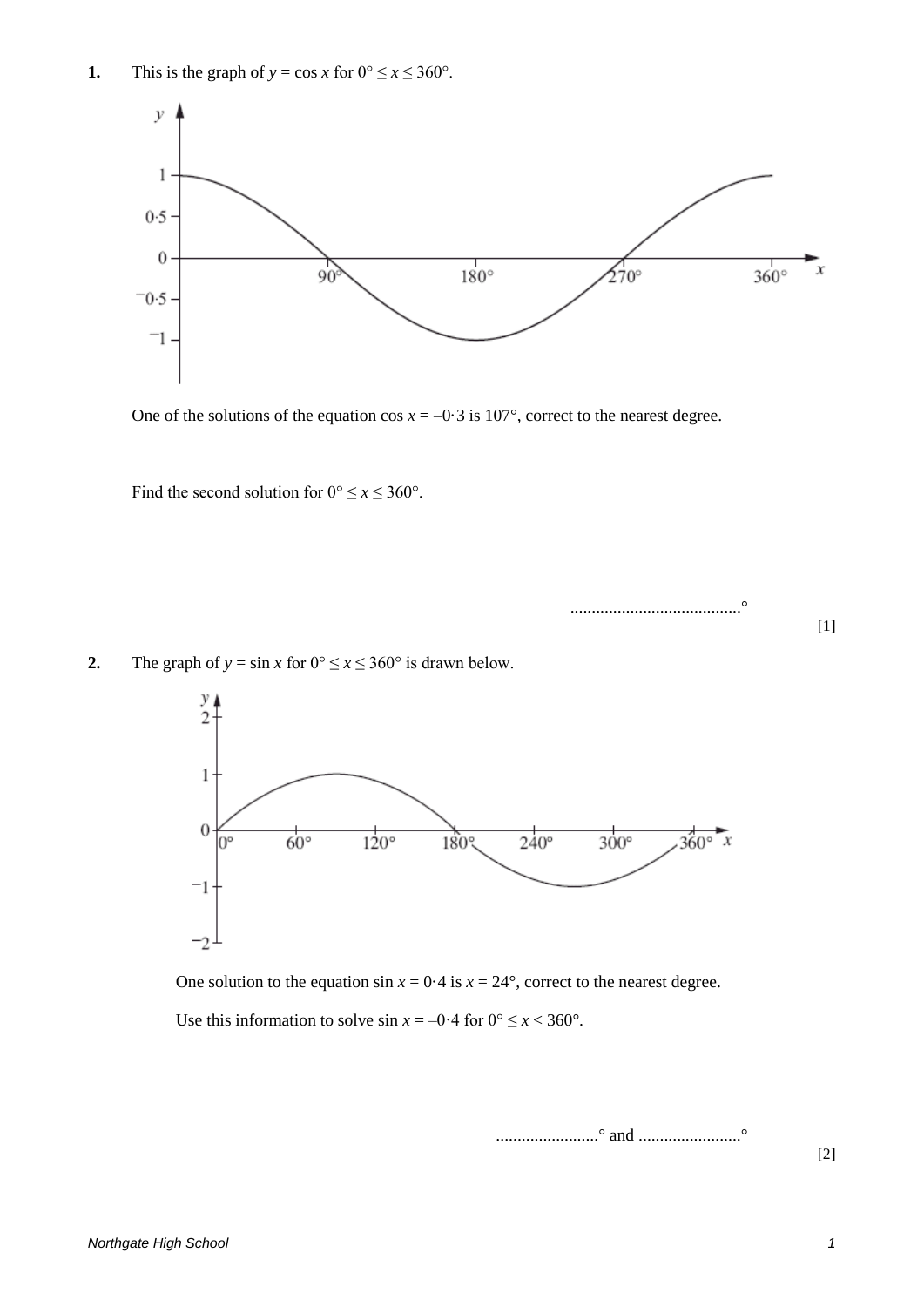**1.** This is the graph of $y = \cos x$ for $0° \leq x \leq 360°$.

One of the solutions of the equation $\cos x = -0{\cdot}3$ is 107°, correct to the nearest degree.

Find the second solution for $0° \leq x \leq 360°$.

.......................................°

[1]

**2.** The graph of $y = \sin x$ for $0° \leq x \leq 360°$ is drawn below.

One solution to the equation $\sin x = 0{\cdot}4$ is $x = 24°$, correct to the nearest degree.

Use this information to solve $\sin x = -0{\cdot}4$ for $0° \leq x < 360°$.

........................° and ........................°

[2]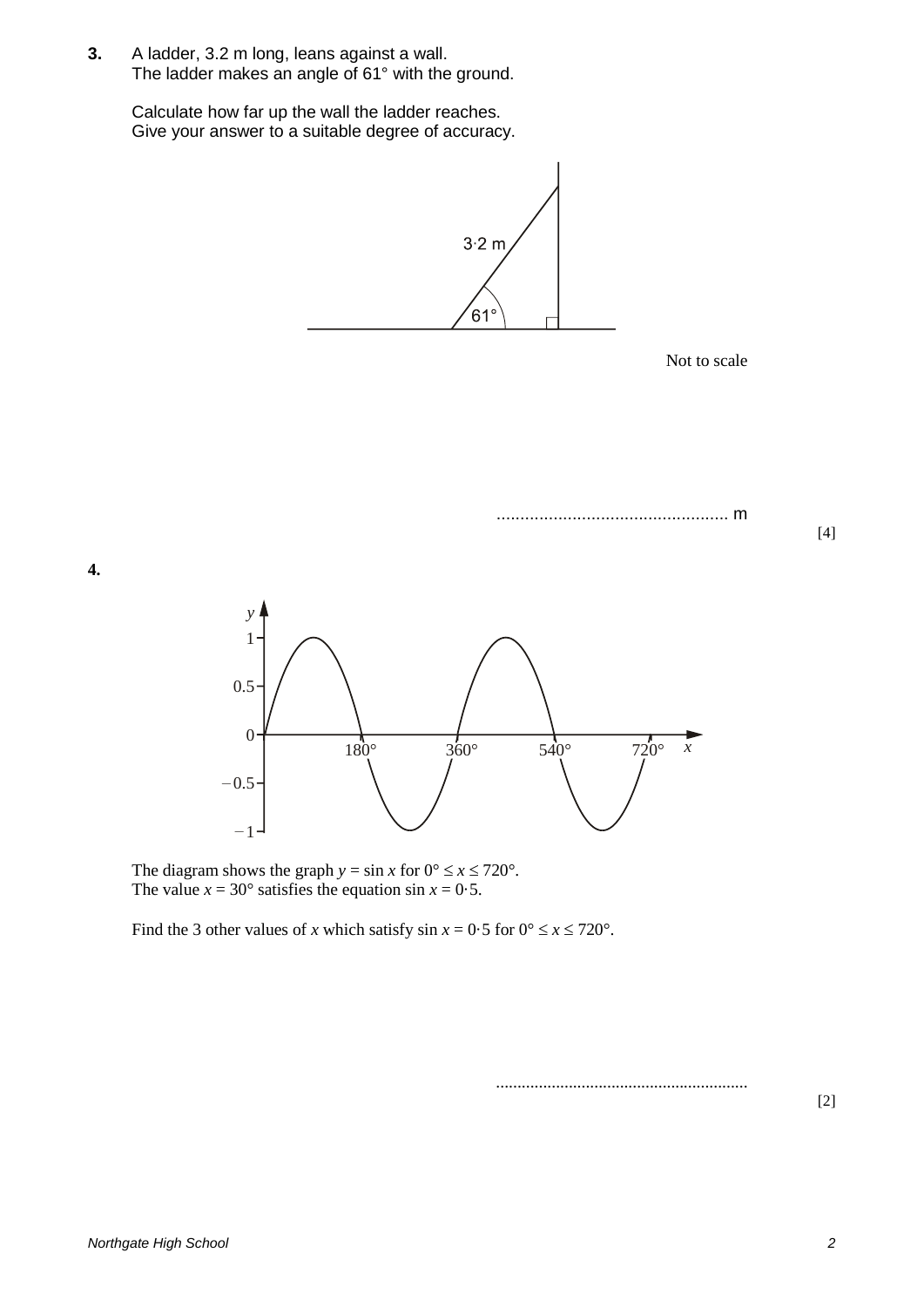**3.** A ladder, 3.2 m long, leans against a wall.
The ladder makes an angle of 61° with the ground.

Calculate how far up the wall the ladder reaches.
Give your answer to a suitable degree of accuracy.

3·2 m

61°

Not to scale

.................................................. m

[4]

**4.**

The diagram shows the graph $y = \sin x$ for $0° \leq x \leq 720°$.
The value $x = 30°$ satisfies the equation $\sin x = 0{\cdot}5$.

Find the 3 other values of $x$ which satisfy $\sin x = 0{\cdot}5$ for $0° \leq x \leq 720°$.

...........................................................

[2]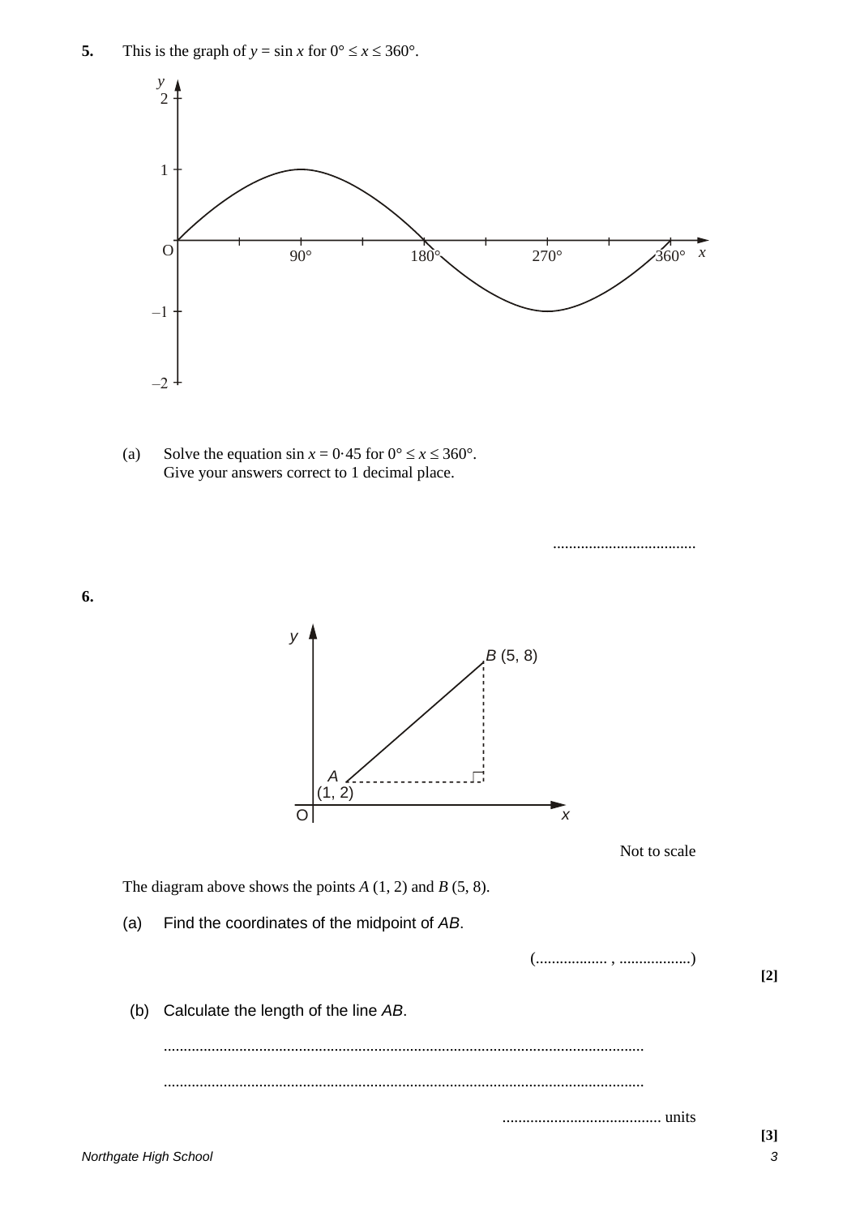**5.** This is the graph of $y = \sin x$ for $0° \leq x \leq 360°$.

(a) Solve the equation $\sin x = 0·45$ for $0° \leq x \leq 360°$.
Give your answers correct to 1 decimal place.

....................................

**6.**

Not to scale

The diagram above shows the points $A$ (1, 2) and $B$ (5, 8).

(a) Find the coordinates of the midpoint of $AB$.

(.................. , ..................) **[2]**

(b) Calculate the length of the line $AB$.

.......................................................................................................................

.......................................................................................................................

........................................ units **[3]**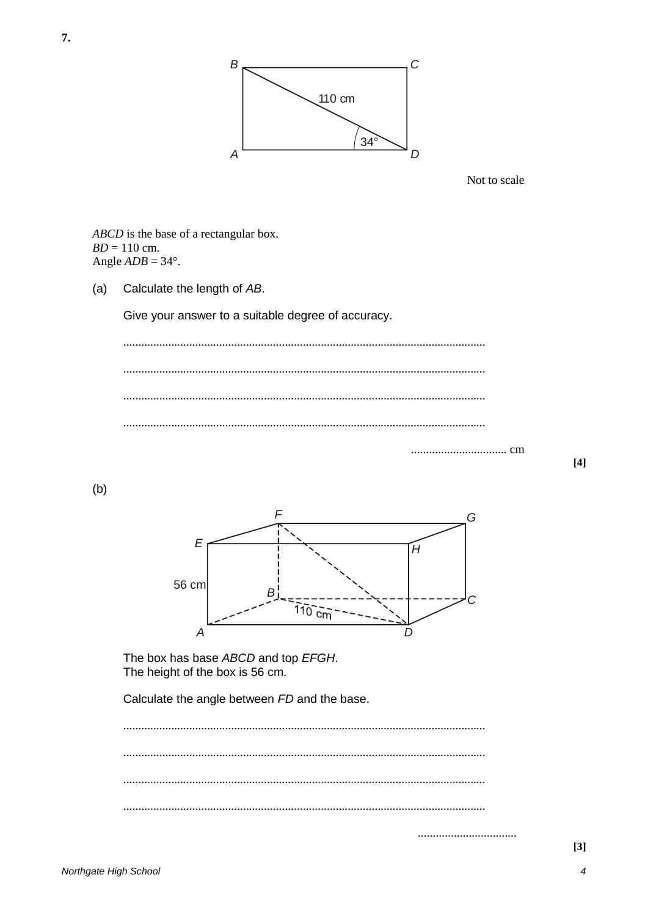**7.**

Not to scale

$ABCD$ is the base of a rectangular box.
$BD = 110$ cm.
Angle $ADB = 34°$.

(a) Calculate the length of $AB$.

Give your answer to a suitable degree of accuracy.

.......................................................................................................................

.......................................................................................................................

.......................................................................................................................

.......................................................................................................................

................................ cm

**[4]**

(b)

The box has base $ABCD$ and top $EFGH$.
The height of the box is 56 cm.

Calculate the angle between $FD$ and the base.

.......................................................................................................................

.......................................................................................................................

.......................................................................................................................

.......................................................................................................................

................................

**[3]**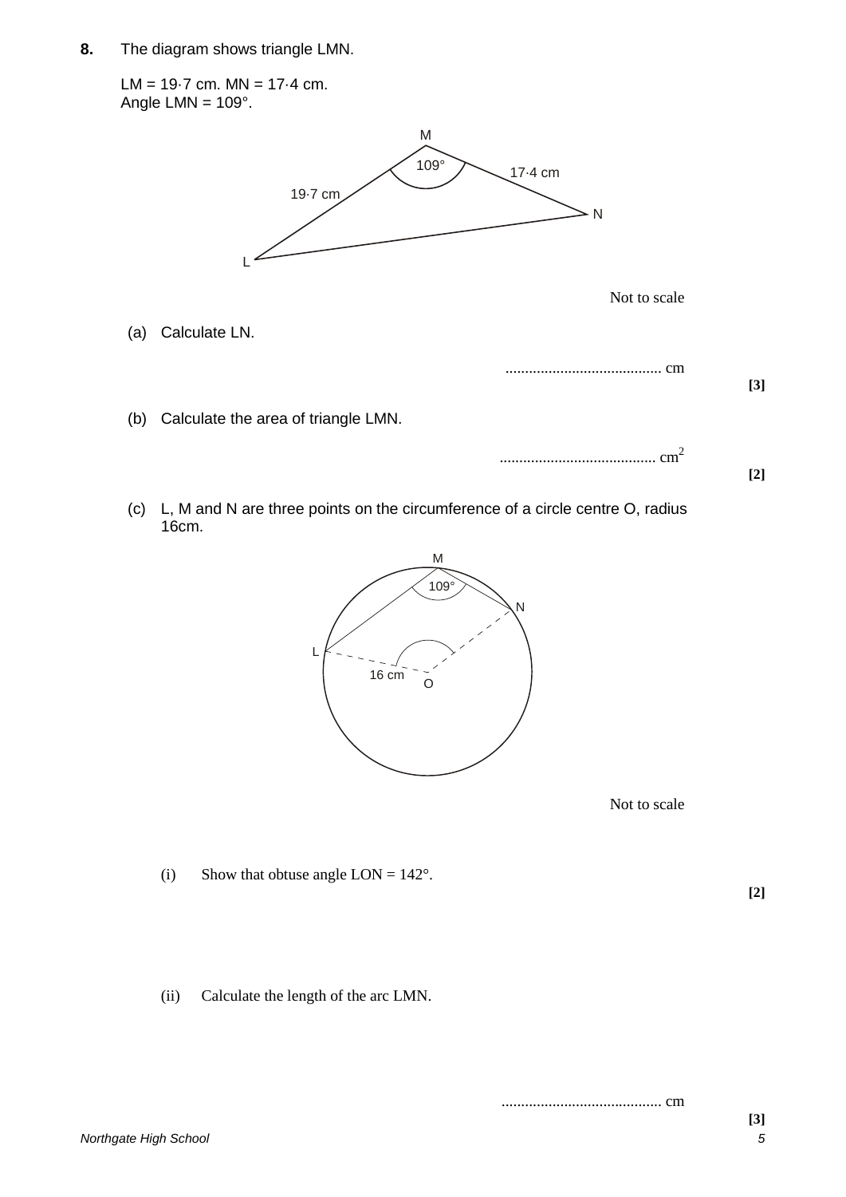**8.** The diagram shows triangle LMN.

LM = 19·7 cm. MN = 17·4 cm.
Angle LMN = 109°.

Not to scale

(a) Calculate LN.

........................................ cm **[3]**

(b) Calculate the area of triangle LMN.

........................................ $cm^2$ **[2]**

(c) L, M and N are three points on the circumference of a circle centre O, radius 16cm.

Not to scale

(i) Show that obtuse angle LON = 142°. **[2]**

(ii) Calculate the length of the arc LMN.

........................................ cm **[3]**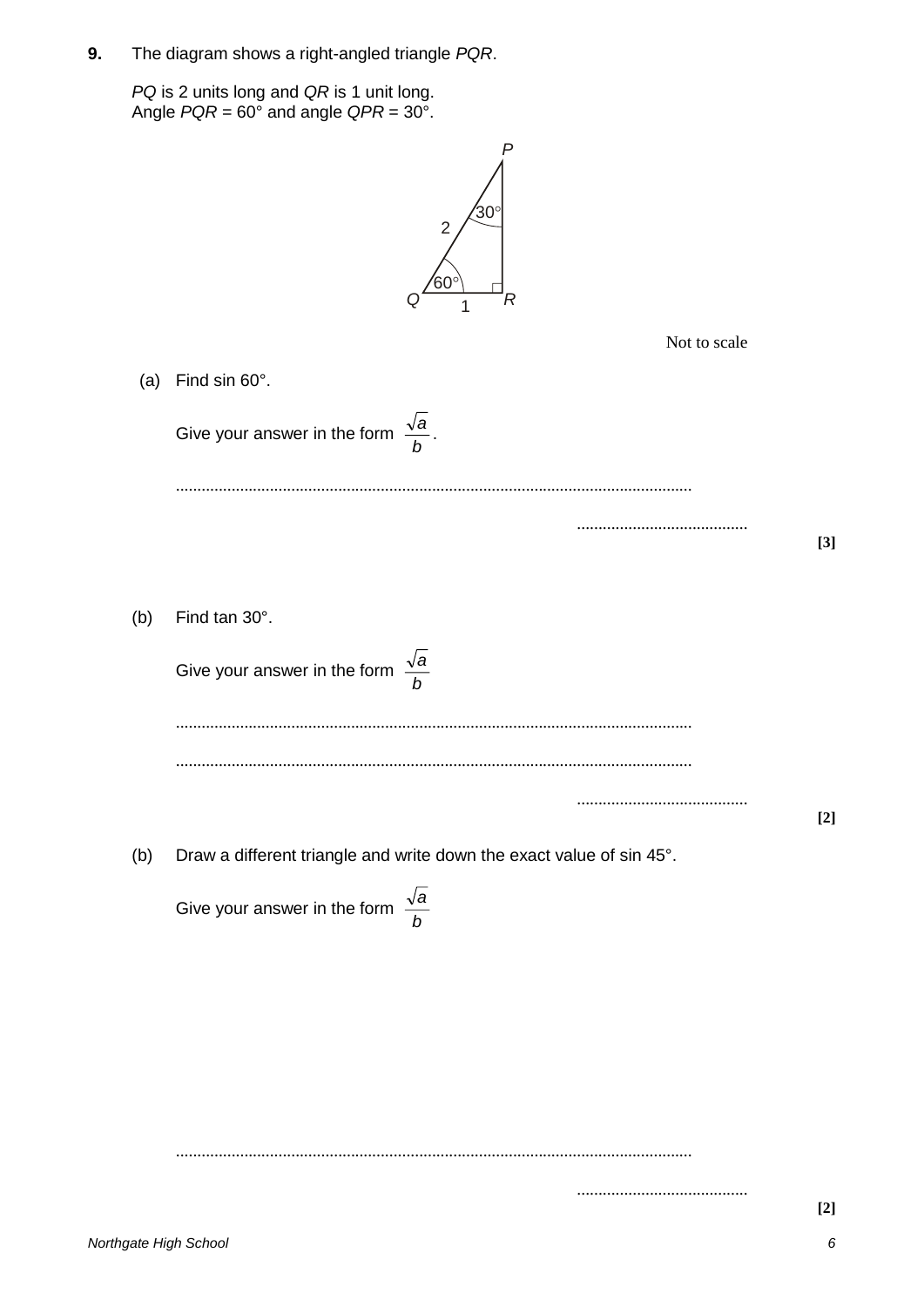**9.** The diagram shows a right-angled triangle $PQR$.

$PQ$ is 2 units long and $QR$ is 1 unit long.
Angle $PQR = 60°$ and angle $QPR = 30°$.

Not to scale

(a) Find sin 60°.

Give your answer in the form $\dfrac{\sqrt{a}}{b}$.

.......................................................................................................................

........................................ **[3]**

(b) Find tan 30°.

Give your answer in the form $\dfrac{\sqrt{a}}{b}$

.......................................................................................................................

.......................................................................................................................

........................................ **[2]**

(b) Draw a different triangle and write down the exact value of sin 45°.

Give your answer in the form $\dfrac{\sqrt{a}}{b}$

.......................................................................................................................

........................................ **[2]**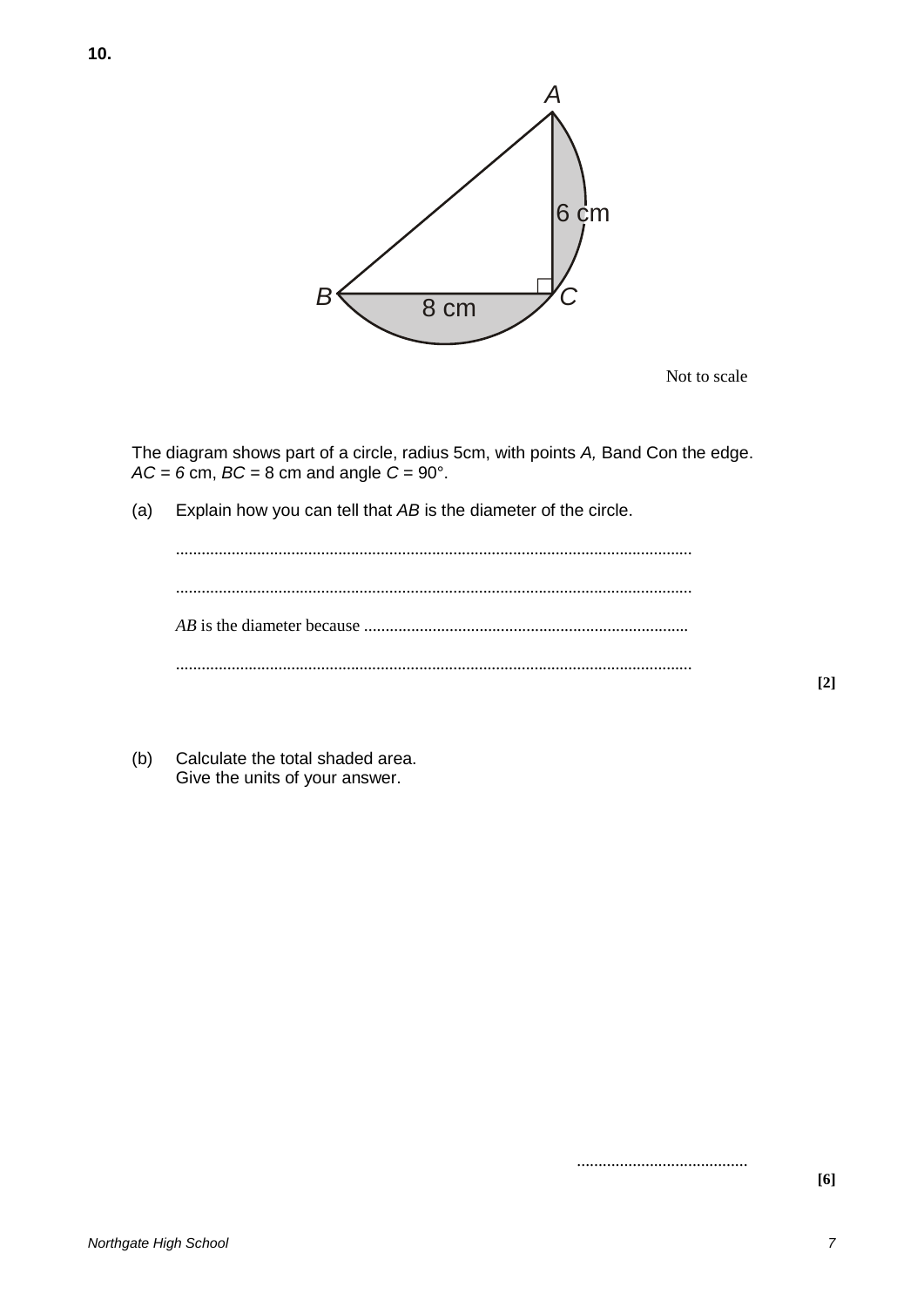**10.**

Not to scale

The diagram shows part of a circle, radius 5cm, with points *A,* Band Con the edge.
$AC = 6$ cm, $BC = 8$ cm and angle $C = 90°$.

(a) Explain how you can tell that *AB* is the diameter of the circle.

.......................................................................................................................

.......................................................................................................................

*AB* is the diameter because ...........................................................................

.......................................................................................................................

**[2]**

(b) Calculate the total shaded area.
Give the units of your answer.

........................................

**[6]**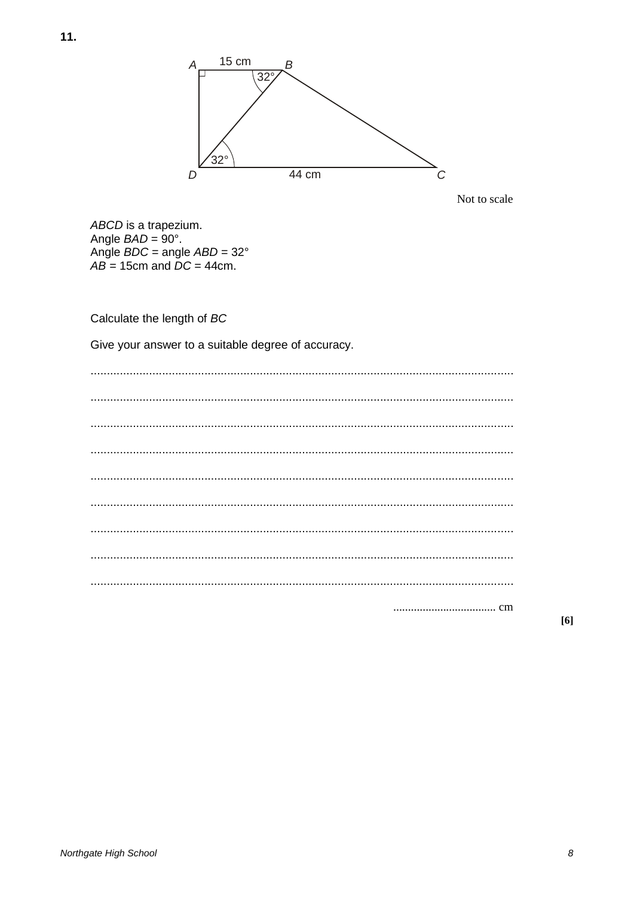**11.**

A
15 cm
B
32°
32°
D
44 cm
C

Not to scale

*ABCD* is a trapezium.
Angle *BAD* = 90°.
Angle *BDC* = angle *ABD* = 32°
*AB* = 15cm and *DC* = 44cm.

Calculate the length of *BC*

Give your answer to a suitable degree of accuracy.

..................................................................................................................................

..................................................................................................................................

..................................................................................................................................

..................................................................................................................................

..................................................................................................................................

..................................................................................................................................

..................................................................................................................................

..................................................................................................................................

..................................................................................................................................

.................................. cm

**[6]**